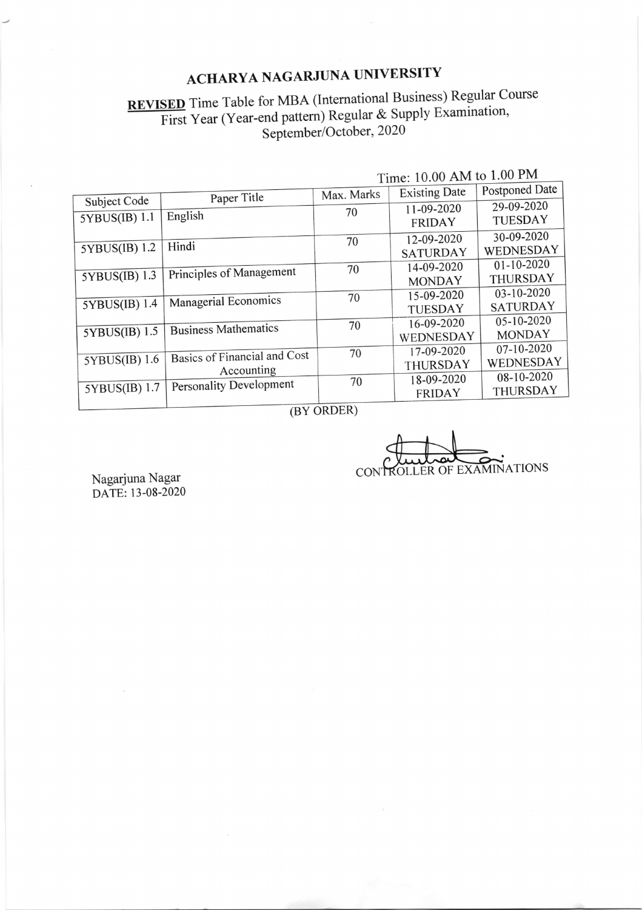# ACHARYA NAGARJUNA UNIVERSITY

**REVISED** Time Table for MBA (International Business) Regular Course First Year (Year-end pattern) Regular & Supply Examination, September/October, 2020

Time: 10.00 AM to 1.00 PM

| Subject Code | Paper Title | Max. Marks | Existing Date | Postponed Date |
|---|---|---|---|---|
| 5YBUS(IB) 1.1 | English | 70 | 11-09-2020 FRIDAY | 29-09-2020 TUESDAY |
| 5YBUS(IB) 1.2 | Hindi | 70 | 12-09-2020 SATURDAY | 30-09-2020 WEDNESDAY |
| 5YBUS(IB) 1.3 | Principles of Management | 70 | 14-09-2020 MONDAY | 01-10-2020 THURSDAY |
| 5YBUS(IB) 1.4 | Managerial Economics | 70 | 15-09-2020 TUESDAY | 03-10-2020 SATURDAY |
| 5YBUS(IB) 1.5 | Business Mathematics | 70 | 16-09-2020 WEDNESDAY | 05-10-2020 MONDAY |
| 5YBUS(IB) 1.6 | Basics of Financial and Cost Accounting | 70 | 17-09-2020 THURSDAY | 07-10-2020 WEDNESDAY |
| 5YBUS(IB) 1.7 | Personality Development | 70 | 18-09-2020 FRIDAY | 08-10-2020 THURSDAY |

(BY ORDER)

CONTROLLER OF EXAMINATIONS

Nagarjuna Nagar
DATE: 13-08-2020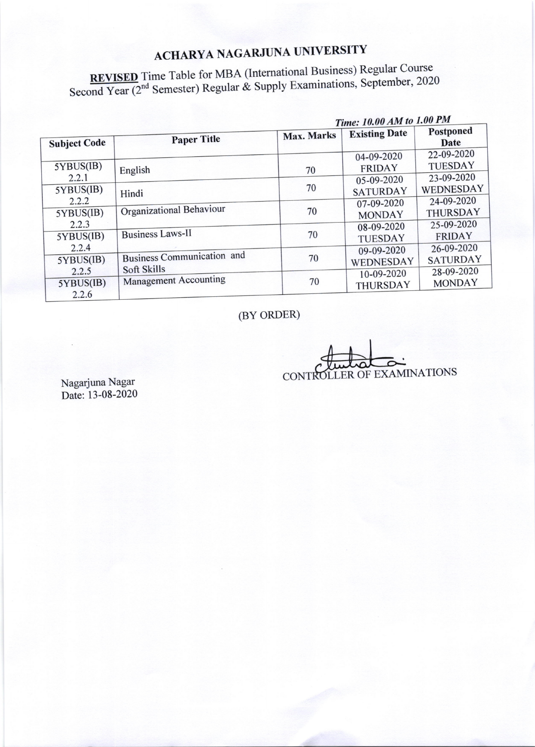# ACHARYA NAGARJUNA UNIVERSITY

**REVISED** Time Table for MBA (International Business) Regular Course Second Year (2nd Semester) Regular & Supply Examinations, September, 2020

***Time: 10.00 AM to 1.00 PM***

| Subject Code | Paper Title | Max. Marks | Existing Date | Postponed Date |
|---|---|---|---|---|
| 5YBUS(IB) 2.2.1 | English | 70 | 04-09-2020 FRIDAY | 22-09-2020 TUESDAY |
| 5YBUS(IB) 2.2.2 | Hindi | 70 | 05-09-2020 SATURDAY | 23-09-2020 WEDNESDAY |
| 5YBUS(IB) 2.2.3 | Organizational Behaviour | 70 | 07-09-2020 MONDAY | 24-09-2020 THURSDAY |
| 5YBUS(IB) 2.2.4 | Business Laws-II | 70 | 08-09-2020 TUESDAY | 25-09-2020 FRIDAY |
| 5YBUS(IB) 2.2.5 | Business Communication and Soft Skills | 70 | 09-09-2020 WEDNESDAY | 26-09-2020 SATURDAY |
| 5YBUS(IB) 2.2.6 | Management Accounting | 70 | 10-09-2020 THURSDAY | 28-09-2020 MONDAY |

(BY ORDER)

CONTROLLER OF EXAMINATIONS

Nagarjuna Nagar
Date: 13-08-2020